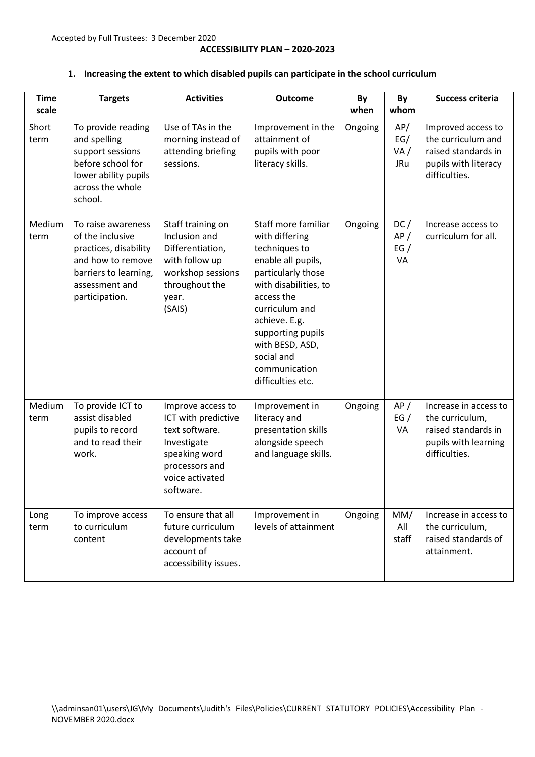Accepted by Full Trustees: 3 December 2020

# ACCESSIBILITY PLAN – 2020-2023

## 1. Increasing the extent to which disabled pupils can participate in the school curriculum

| Time scale | Targets | Activities | Outcome | By when | By whom | Success criteria |
|---|---|---|---|---|---|---|
| Short term | To provide reading and spelling support sessions before school for lower ability pupils across the whole school. | Use of TAs in the morning instead of attending briefing sessions. | Improvement in the attainment of pupils with poor literacy skills. | Ongoing | AP/ EG/ VA / JRu | Improved access to the curriculum and raised standards in pupils with literacy difficulties. |
| Medium term | To raise awareness of the inclusive practices, disability and how to remove barriers to learning, assessment and participation. | Staff training on Inclusion and Differentiation, with follow up workshop sessions throughout the year. (SAIS) | Staff more familiar with differing techniques to enable all pupils, particularly those with disabilities, to access the curriculum and achieve. E.g. supporting pupils with BESD, ASD, social and communication difficulties etc. | Ongoing | DC / AP / EG / VA | Increase access to curriculum for all. |
| Medium term | To provide ICT to assist disabled pupils to record and to read their work. | Improve access to ICT with predictive text software. Investigate speaking word processors and voice activated software. | Improvement in literacy and presentation skills alongside speech and language skills. | Ongoing | AP / EG / VA | Increase in access to the curriculum, raised standards in pupils with learning difficulties. |
| Long term | To improve access to curriculum content | To ensure that all future curriculum developments take account of accessibility issues. | Improvement in levels of attainment | Ongoing | MM/ All staff | Increase in access to the curriculum, raised standards of attainment. |

\\adminsan01\users\JG\My Documents\Judith's Files\Policies\CURRENT STATUTORY POLICIES\Accessibility Plan - NOVEMBER 2020.docx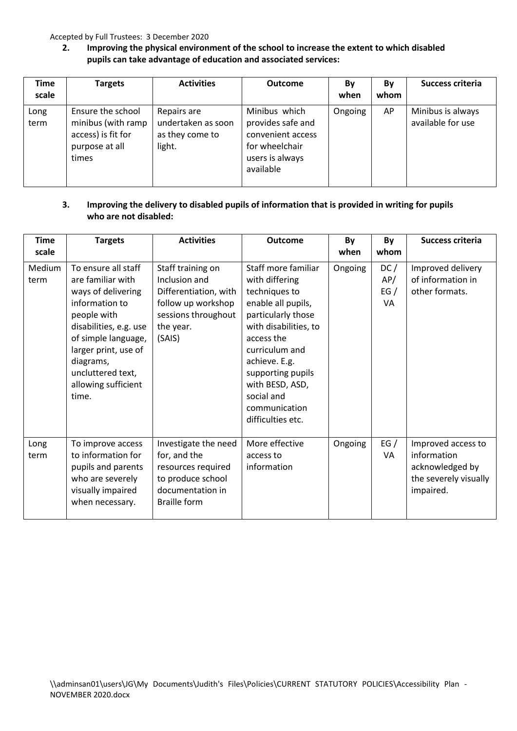Accepted by Full Trustees: 3 December 2020

**2. Improving the physical environment of the school to increase the extent to which disabled pupils can take advantage of education and associated services:**

| Time scale | Targets | Activities | Outcome | By when | By whom | Success criteria |
|---|---|---|---|---|---|---|
| Long term | Ensure the school minibus (with ramp access) is fit for purpose at all times | Repairs are undertaken as soon as they come to light. | Minibus which provides safe and convenient access for wheelchair users is always available | Ongoing | AP | Minibus is always available for use |

**3. Improving the delivery to disabled pupils of information that is provided in writing for pupils who are not disabled:**

| Time scale | Targets | Activities | Outcome | By when | By whom | Success criteria |
|---|---|---|---|---|---|---|
| Medium term | To ensure all staff are familiar with ways of delivering information to people with disabilities, e.g. use of simple language, larger print, use of diagrams, uncluttered text, allowing sufficient time. | Staff training on Inclusion and Differentiation, with follow up workshop sessions throughout the year. (SAIS) | Staff more familiar with differing techniques to enable all pupils, particularly those with disabilities, to access the curriculum and achieve. E.g. supporting pupils with BESD, ASD, social and communication difficulties etc. | Ongoing | DC / AP/ EG / VA | Improved delivery of information in other formats. |
| Long term | To improve access to information for pupils and parents who are severely visually impaired when necessary. | Investigate the need for, and the resources required to produce school documentation in Braille form | More effective access to information | Ongoing | EG / VA | Improved access to information acknowledged by the severely visually impaired. |

\\adminsan01\users\JG\My Documents\Judith's Files\Policies\CURRENT STATUTORY POLICIES\Accessibility Plan - NOVEMBER 2020.docx